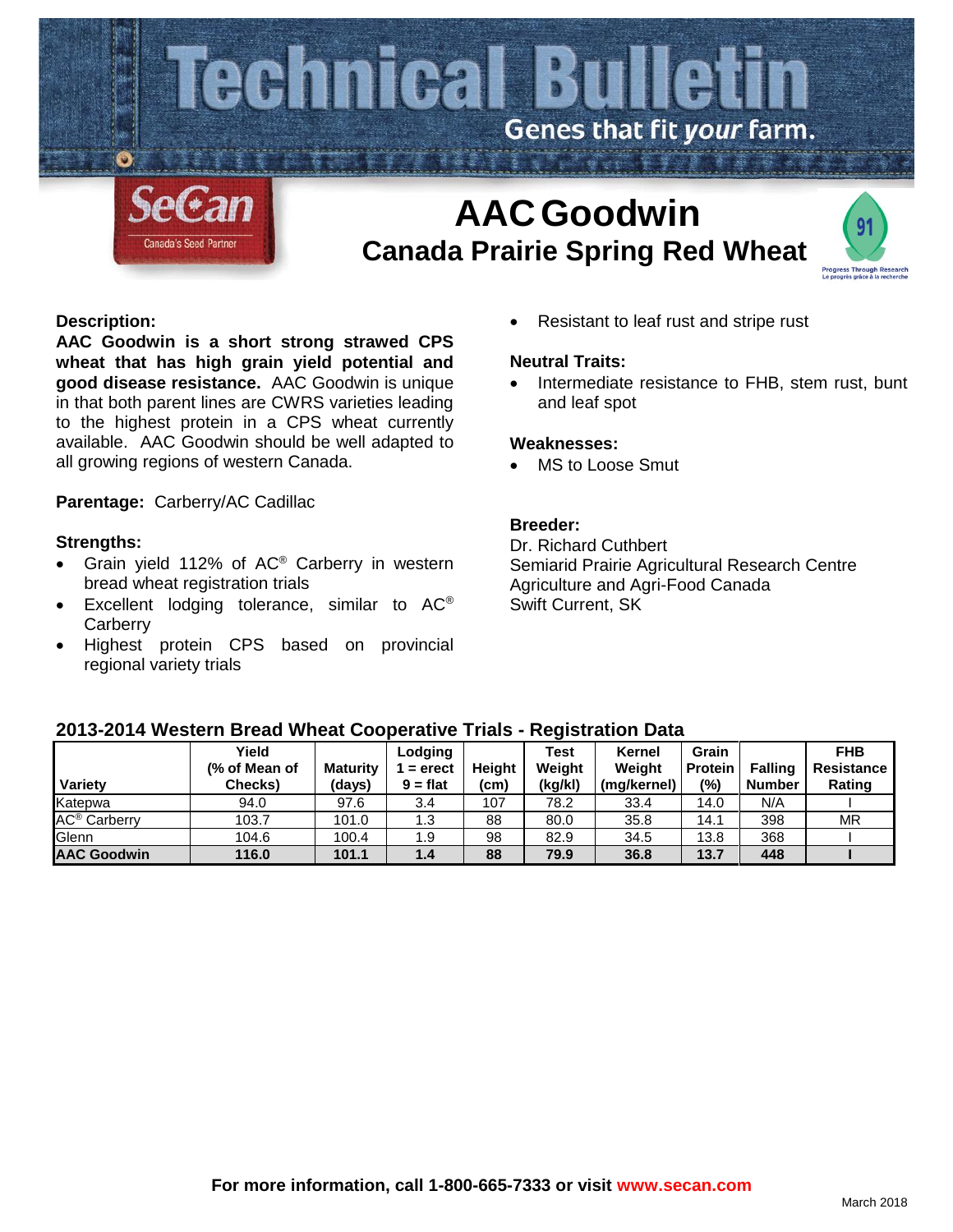# Technical Bulletin

Genes that fit *your* farm.

SeCan
Canada's Seed Partner

# AAC Goodwin

## Canada Prairie Spring Red Wheat

91
Progress Through Research
Le progrès grâce à la recherche

**Description:**

**AAC Goodwin is a short strong strawed CPS wheat that has high grain yield potential and good disease resistance.** AAC Goodwin is unique in that both parent lines are CWRS varieties leading to the highest protein in a CPS wheat currently available. AAC Goodwin should be well adapted to all growing regions of western Canada.

**Parentage:** Carberry/AC Cadillac

**Strengths:**

- Grain yield 112% of AC® Carberry in western bread wheat registration trials
- Excellent lodging tolerance, similar to AC® Carberry
- Highest protein CPS based on provincial regional variety trials
- Resistant to leaf rust and stripe rust

**Neutral Traits:**

- Intermediate resistance to FHB, stem rust, bunt and leaf spot

**Weaknesses:**

- MS to Loose Smut

**Breeder:**

Dr. Richard Cuthbert
Semiarid Prairie Agricultural Research Centre
Agriculture and Agri-Food Canada
Swift Current, SK

**2013-2014 Western Bread Wheat Cooperative Trials - Registration Data**

| Variety | Yield (% of Mean of Checks) | Maturity (days) | Lodging 1 = erect 9 = flat | Height (cm) | Test Weight (kg/kl) | Kernel Weight (mg/kernel) | Grain Protein (%) | Falling Number | FHB Resistance Rating |
|---|---|---|---|---|---|---|---|---|---|
| Katepwa | 94.0 | 97.6 | 3.4 | 107 | 78.2 | 33.4 | 14.0 | N/A | I |
| AC® Carberry | 103.7 | 101.0 | 1.3 | 88 | 80.0 | 35.8 | 14.1 | 398 | MR |
| Glenn | 104.6 | 100.4 | 1.9 | 98 | 82.9 | 34.5 | 13.8 | 368 | I |
| **AAC Goodwin** | **116.0** | **101.1** | **1.4** | **88** | **79.9** | **36.8** | **13.7** | **448** | **I** |

**For more information, call 1-800-665-7333 or visit www.secan.com**

March 2018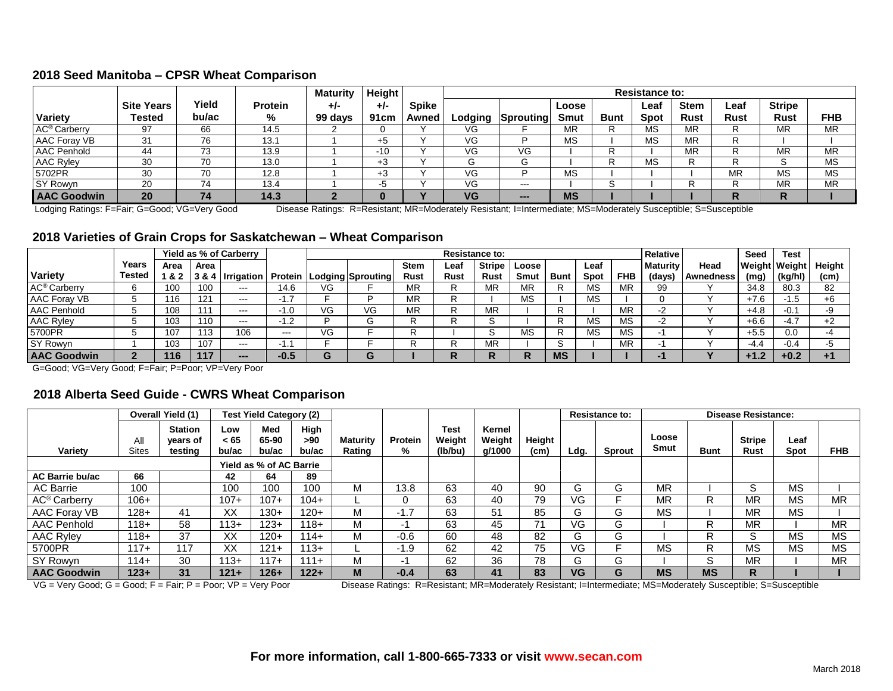## 2018 Seed Manitoba – CPSR Wheat Comparison

| Variety | Site Years Tested | Yield bu/ac | Protein % | Maturity +/- 99 days | Height +/- 91cm | Spike Awned | Resistance to: Lodging | Sprouting | Loose Smut | Bunt | Leaf Spot | Stem Rust | Leaf Rust | Stripe Rust | FHB |
|---|---|---|---|---|---|---|---|---|---|---|---|---|---|---|---|
| AC® Carberry | 97 | 66 | 14.5 | 2 | 0 | Y | VG | F | MR | R | MS | MR | R | MR | MR |
| AAC Foray VB | 31 | 76 | 13.1 | 1 | +5 | Y | VG | P | MS | I | MS | MR | R | I | I |
| AAC Penhold | 44 | 73 | 13.9 | 1 | -10 | Y | VG | VG | I | R | I | MR | R | MR | MR |
| AAC Ryley | 30 | 70 | 13.0 | 1 | +3 | Y | G | G | I | R | MS | R | R | S | MS |
| 5702PR | 30 | 70 | 12.8 | 1 | +3 | Y | VG | P | MS | I | I | I | MR | MS | MS |
| SY Rowyn | 20 | 74 | 13.4 | 1 | -5 | Y | VG | --- | I | S | I | R | R | MR | MR |
| **AAC Goodwin** | **20** | **74** | **14.3** | **2** | **0** | **Y** | **VG** | **---** | **MS** | **I** | **I** | **I** | **R** | **R** | **I** |

Lodging Ratings: F=Fair; G=Good; VG=Very Good  Disease Ratings: R=Resistant; MR=Moderately Resistant; I=Intermediate; MS=Moderately Susceptible; S=Susceptible

## 2018 Varieties of Grain Crops for Saskatchewan – Wheat Comparison

| Variety | Years Tested | Yield as % of Carberry: Area 1 & 2 | Area 3 & 4 | Irrigation | Protein | Resistance to: Lodging | Sprouting | Stem Rust | Leaf Rust | Stripe Rust | Loose Smut | Bunt | Leaf Spot | FHB | Relative Maturity (days) | Head Awnedness | Seed Weight (mg) | Test Weight (kg/hl) | Height (cm) |
|---|---|---|---|---|---|---|---|---|---|---|---|---|---|---|---|---|---|---|---|
| AC® Carberry | 6 | 100 | 100 | --- | 14.6 | VG | F | MR | R | MR | MR | R | MS | MR | 99 | Y | 34.8 | 80.3 | 82 |
| AAC Foray VB | 5 | 116 | 121 | --- | -1.7 | F | P | MR | R | I | MS | I | MS | I | 0 | Y | +7.6 | -1.5 | +6 |
| AAC Penhold | 5 | 108 | 111 | --- | -1.0 | VG | VG | MR | R | MR | I | R | I | MR | -2 | Y | +4.8 | -0.1 | -9 |
| AAC Ryley | 5 | 103 | 110 | --- | -1.2 | P | G | R | R | S | I | R | MS | MS | -2 | Y | +6.6 | -4.7 | +2 |
| 5700PR | 5 | 107 | 113 | 106 | --- | VG | F | R | I | S | MS | R | MS | MS | -1 | Y | +5.5 | 0.0 | -4 |
| SY Rowyn | 1 | 103 | 107 | --- | -1.1 | F | F | R | R | MR | I | S | I | MR | -1 | Y | -4.4 | -0.4 | -5 |
| **AAC Goodwin** | **2** | **116** | **117** | **---** | **-0.5** | **G** | **G** | **I** | **R** | **R** | **R** | **MS** | **I** | **I** | **-1** | **Y** | **+1.2** | **+0.2** | **+1** |

G=Good; VG=Very Good; F=Fair; P=Poor; VP=Very Poor

## 2018 Alberta Seed Guide - CWRS Wheat Comparison

| Variety | Overall Yield (1): All Sites | Station years of testing | Test Yield Category (2): Low < 65 bu/ac | Med 65-90 bu/ac | High >90 bu/ac | Maturity Rating | Protein % | Test Weight (lb/bu) | Kernel Weight g/1000 | Height (cm) | Resistance to: Ldg. | Sprout | Disease Resistance: Loose Smut | Bunt | Stripe Rust | Leaf Spot | FHB |
|---|---|---|---|---|---|---|---|---|---|---|---|---|---|---|---|---|---|
| | | | Yield as % of AC Barrie | | | | | | | | | | | | | | |
| **AC Barrie bu/ac** | **66** | | **42** | **64** | **89** | | | | | | | | | | | | |
| AC Barrie | 100 | | 100 | 100 | 100 | M | 13.8 | 63 | 40 | 90 | G | G | MR | I | S | MS | I |
| AC® Carberry | 106+ | | 107+ | 107+ | 104+ | L | 0 | 63 | 40 | 79 | VG | F | MR | R | MR | MS | MR |
| AAC Foray VB | 128+ | 41 | XX | 130+ | 120+ | M | -1.7 | 63 | 51 | 85 | G | G | MS | I | MR | MS | I |
| AAC Penhold | 118+ | 58 | 113+ | 123+ | 118+ | M | -1 | 63 | 45 | 71 | VG | G | I | R | MR | I | MR |
| AAC Ryley | 118+ | 37 | XX | 120+ | 114+ | M | -0.6 | 60 | 48 | 82 | G | G | I | R | S | MS | MS |
| 5700PR | 117+ | 117 | XX | 121+ | 113+ | L | -1.9 | 62 | 42 | 75 | VG | F | MS | R | MS | MS | MS |
| SY Rowyn | 114+ | 30 | 113+ | 117+ | 111+ | M | -1 | 62 | 36 | 78 | G | G | I | S | MR | I | MR |
| **AAC Goodwin** | **123+** | **31** | **121+** | **126+** | **122+** | **M** | **-0.4** | **63** | **41** | **83** | **VG** | **G** | **MS** | **MS** | **R** | **I** | **I** |

VG = Very Good; G = Good; F = Fair; P = Poor; VP = Very Poor  Disease Ratings: R=Resistant; MR=Moderately Resistant; I=Intermediate; MS=Moderately Susceptible; S=Susceptible

**For more information, call 1-800-665-7333 or visit www.secan.com**

March 2018